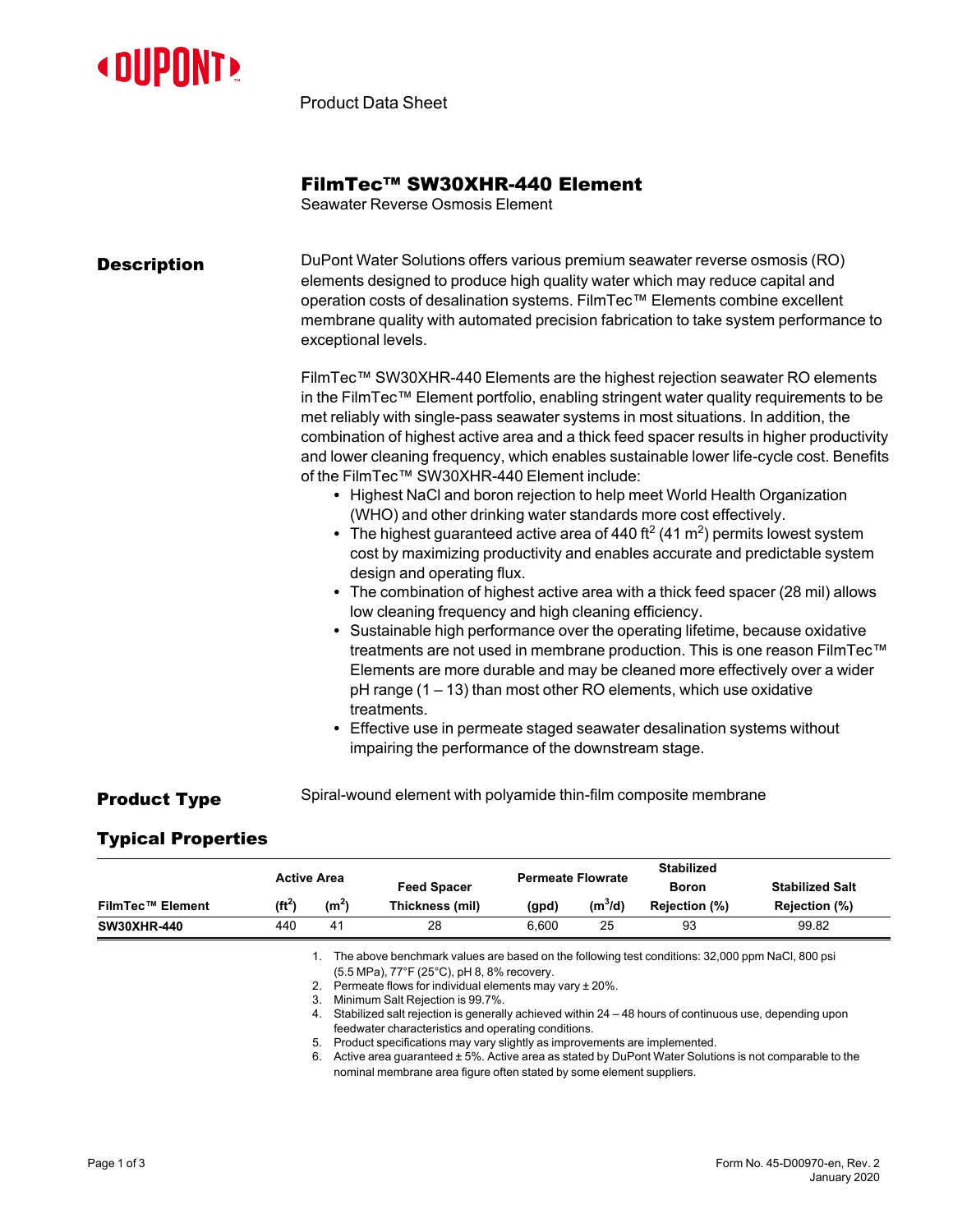Product Data Sheet

# FilmTec™ SW30XHR-440 Element

Seawater Reverse Osmosis Element

## Description

DuPont Water Solutions offers various premium seawater reverse osmosis (RO) elements designed to produce high quality water which may reduce capital and operation costs of desalination systems. FilmTec™ Elements combine excellent membrane quality with automated precision fabrication to take system performance to exceptional levels.

FilmTec™ SW30XHR-440 Elements are the highest rejection seawater RO elements in the FilmTec™ Element portfolio, enabling stringent water quality requirements to be met reliably with single-pass seawater systems in most situations. In addition, the combination of highest active area and a thick feed spacer results in higher productivity and lower cleaning frequency, which enables sustainable lower life-cycle cost. Benefits of the FilmTec™ SW30XHR-440 Element include:

- Highest NaCl and boron rejection to help meet World Health Organization (WHO) and other drinking water standards more cost effectively.
- The highest guaranteed active area of 440 $ft^2$ (41 $m^2$) permits lowest system cost by maximizing productivity and enables accurate and predictable system design and operating flux.
- The combination of highest active area with a thick feed spacer (28 mil) allows low cleaning frequency and high cleaning efficiency.
- Sustainable high performance over the operating lifetime, because oxidative treatments are not used in membrane production. This is one reason FilmTec™ Elements are more durable and may be cleaned more effectively over a wider pH range (1 – 13) than most other RO elements, which use oxidative treatments.
- Effective use in permeate staged seawater desalination systems without impairing the performance of the downstream stage.

## Product Type

Spiral-wound element with polyamide thin-film composite membrane

## Typical Properties

| FilmTec™ Element | Active Area ($ft^2$) | Active Area ($m^2$) | Feed Spacer Thickness (mil) | Permeate Flowrate (gpd) | Permeate Flowrate ($m^3$/d) | Stabilized Boron Rejection (%) | Stabilized Salt Rejection (%) |
|---|---|---|---|---|---|---|---|
| **SW30XHR-440** | 440 | 41 | 28 | 6,600 | 25 | 93 | 99.82 |

1. The above benchmark values are based on the following test conditions: 32,000 ppm NaCl, 800 psi (5.5 MPa), 77°F (25°C), pH 8, 8% recovery.
2. Permeate flows for individual elements may vary ± 20%.
3. Minimum Salt Rejection is 99.7%.
4. Stabilized salt rejection is generally achieved within 24 – 48 hours of continuous use, depending upon feedwater characteristics and operating conditions.
5. Product specifications may vary slightly as improvements are implemented.
6. Active area guaranteed ± 5%. Active area as stated by DuPont Water Solutions is not comparable to the nominal membrane area figure often stated by some element suppliers.

Form No. 45-D00970-en, Rev. 2
January 2020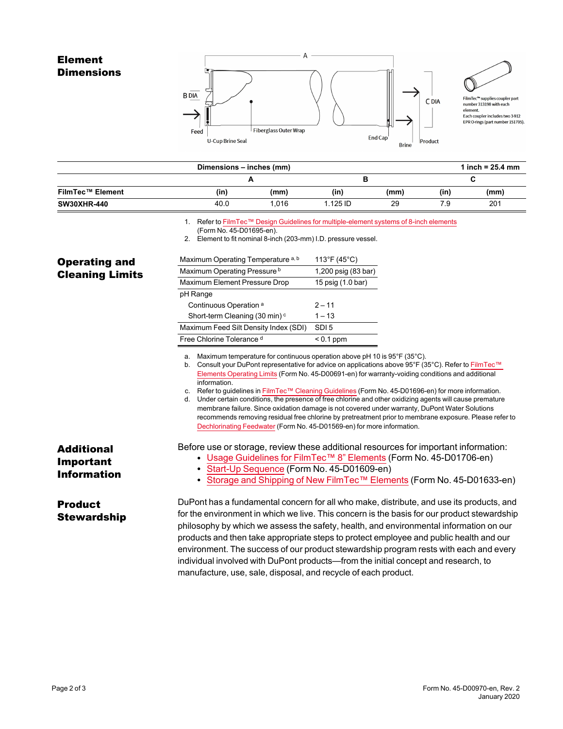## Element Dimensions

| Dimensions – inches (mm) | | | | | | 1 inch = 25.4 mm |
|---|---|---|---|---|---|---|
| | A | | B | | C | |
| FilmTec™ Element | (in) | (mm) | (in) | (mm) | (in) | (mm) |
| **SW30XHR-440** | 40.0 | 1,016 | 1.125 ID | 29 | 7.9 | 201 |

1. Refer to FilmTec™ Design Guidelines for multiple-element systems of 8-inch elements (Form No. 45-D01695-en).
2. Element to fit nominal 8-inch (203-mm) I.D. pressure vessel.

## Operating and Cleaning Limits

| | |
|---|---|
| Maximum Operating Temperature [a, b] | 113°F (45°C) |
| Maximum Operating Pressure [b] | 1,200 psig (83 bar) |
| Maximum Element Pressure Drop | 15 psig (1.0 bar) |
| pH Range | |
| Continuous Operation [a] | 2 – 11 |
| Short-term Cleaning (30 min) [c] | 1 – 13 |
| Maximum Feed Silt Density Index (SDI) | SDI 5 |
| Free Chlorine Tolerance [d] | < 0.1 ppm |

a. Maximum temperature for continuous operation above pH 10 is 95°F (35°C).
b. Consult your DuPont representative for advice on applications above 95°F (35°C). Refer to FilmTec™ Elements Operating Limits (Form No. 45-D00691-en) for warranty-voiding conditions and additional information.
c. Refer to guidelines in FilmTec™ Cleaning Guidelines (Form No. 45-D01696-en) for more information.
d. Under certain conditions, the presence of free chlorine and other oxidizing agents will cause premature membrane failure. Since oxidation damage is not covered under warranty, DuPont Water Solutions recommends removing residual free chlorine by pretreatment prior to membrane exposure. Please refer to Dechlorinating Feedwater (Form No. 45-D01569-en) for more information.

## Additional Important Information

Before use or storage, review these additional resources for important information:

- Usage Guidelines for FilmTec™ 8" Elements (Form No. 45-D01706-en)
- Start-Up Sequence (Form No. 45-D01609-en)
- Storage and Shipping of New FilmTec™ Elements (Form No. 45-D01633-en)

## Product Stewardship

DuPont has a fundamental concern for all who make, distribute, and use its products, and for the environment in which we live. This concern is the basis for our product stewardship philosophy by which we assess the safety, health, and environmental information on our products and then take appropriate steps to protect employee and public health and our environment. The success of our product stewardship program rests with each and every individual involved with DuPont products—from the initial concept and research, to manufacture, use, sale, disposal, and recycle of each product.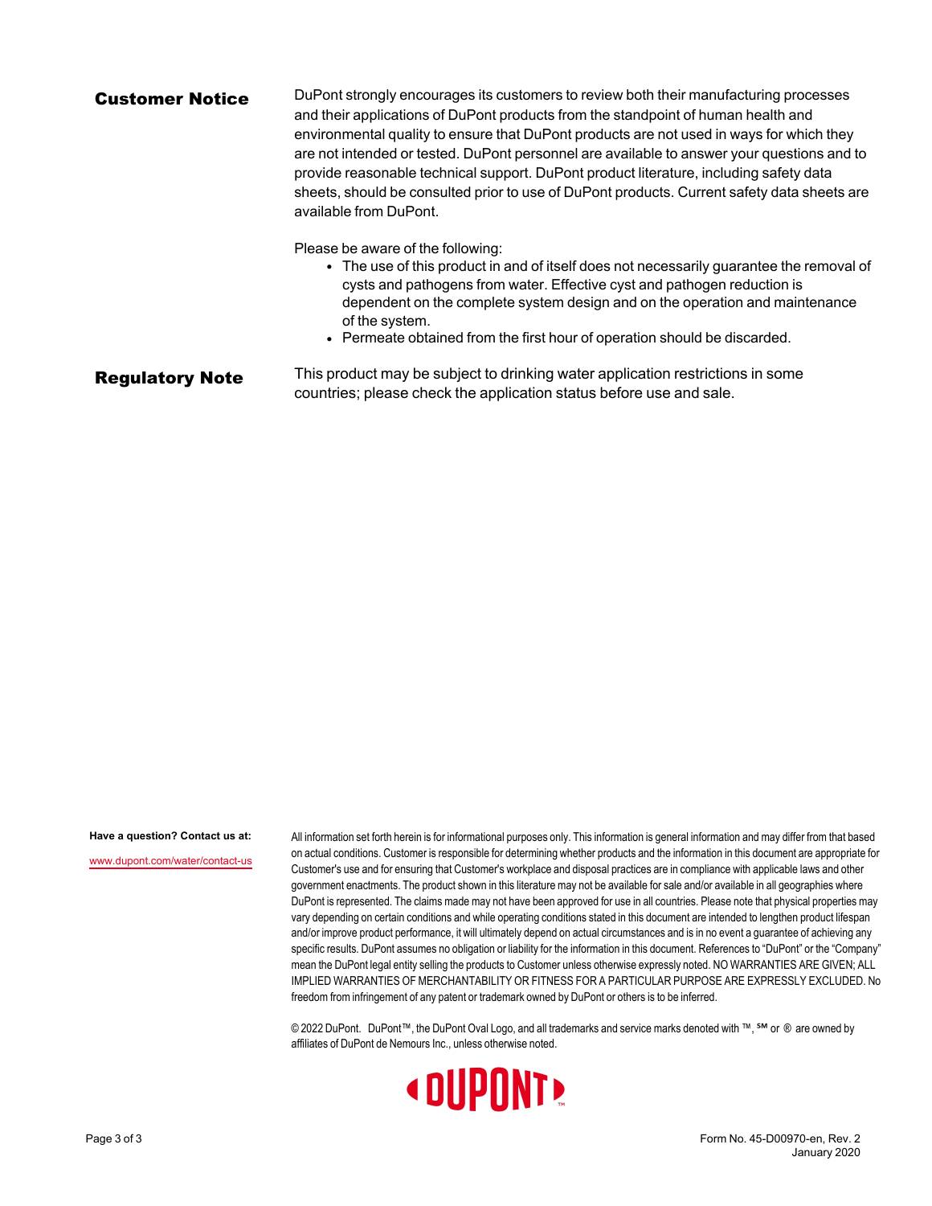## Customer Notice

DuPont strongly encourages its customers to review both their manufacturing processes and their applications of DuPont products from the standpoint of human health and environmental quality to ensure that DuPont products are not used in ways for which they are not intended or tested. DuPont personnel are available to answer your questions and to provide reasonable technical support. DuPont product literature, including safety data sheets, should be consulted prior to use of DuPont products. Current safety data sheets are available from DuPont.

Please be aware of the following:

- The use of this product in and of itself does not necessarily guarantee the removal of cysts and pathogens from water. Effective cyst and pathogen reduction is dependent on the complete system design and on the operation and maintenance of the system.
- Permeate obtained from the first hour of operation should be discarded.

## Regulatory Note

This product may be subject to drinking water application restrictions in some countries; please check the application status before use and sale.

**Have a question? Contact us at:**

www.dupont.com/water/contact-us

All information set forth herein is for informational purposes only. This information is general information and may differ from that based on actual conditions. Customer is responsible for determining whether products and the information in this document are appropriate for Customer's use and for ensuring that Customer's workplace and disposal practices are in compliance with applicable laws and other government enactments. The product shown in this literature may not be available for sale and/or available in all geographies where DuPont is represented. The claims made may not have been approved for use in all countries. Please note that physical properties may vary depending on certain conditions and while operating conditions stated in this document are intended to lengthen product lifespan and/or improve product performance, it will ultimately depend on actual circumstances and is in no event a guarantee of achieving any specific results. DuPont assumes no obligation or liability for the information in this document. References to "DuPont" or the "Company" mean the DuPont legal entity selling the products to Customer unless otherwise expressly noted. NO WARRANTIES ARE GIVEN; ALL IMPLIED WARRANTIES OF MERCHANTABILITY OR FITNESS FOR A PARTICULAR PURPOSE ARE EXPRESSLY EXCLUDED. No freedom from infringement of any patent or trademark owned by DuPont or others is to be inferred.

© 2022 DuPont. DuPont™, the DuPont Oval Logo, and all trademarks and service marks denoted with ™, ℠ or ® are owned by affiliates of DuPont de Nemours Inc., unless otherwise noted.

Form No. 45-D00970-en, Rev. 2
January 2020